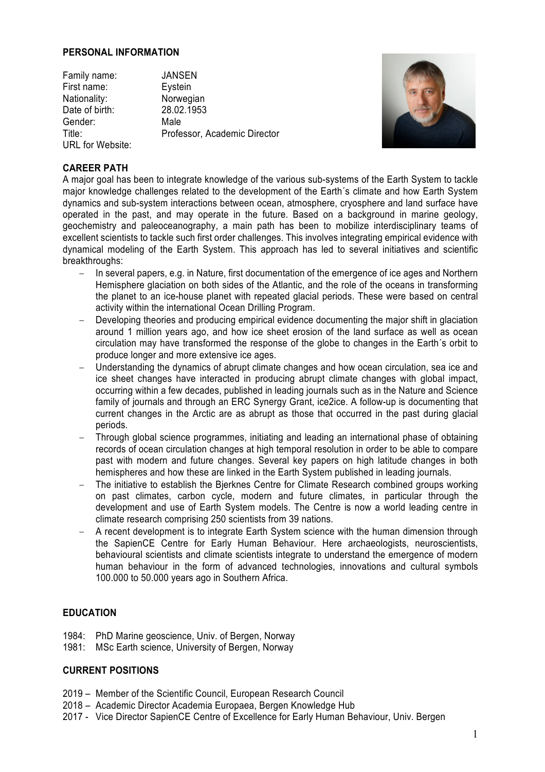## PERSONAL INFORMATION

| | |
|---|---|
| Family name: | JANSEN |
| First name: | Eystein |
| Nationality: | Norwegian |
| Date of birth: | 28.02.1953 |
| Gender: | Male |
| Title: | Professor, Academic Director |
| URL for Website: | |

## CAREER PATH

A major goal has been to integrate knowledge of the various sub-systems of the Earth System to tackle major knowledge challenges related to the development of the Earth´s climate and how Earth System dynamics and sub-system interactions between ocean, atmosphere, cryosphere and land surface have operated in the past, and may operate in the future. Based on a background in marine geology, geochemistry and paleoceanography, a main path has been to mobilize interdisciplinary teams of excellent scientists to tackle such first order challenges. This involves integrating empirical evidence with dynamical modeling of the Earth System. This approach has led to several initiatives and scientific breakthroughs:

- In several papers, e.g. in Nature, first documentation of the emergence of ice ages and Northern Hemisphere glaciation on both sides of the Atlantic, and the role of the oceans in transforming the planet to an ice-house planet with repeated glacial periods. These were based on central activity within the international Ocean Drilling Program.
- Developing theories and producing empirical evidence documenting the major shift in glaciation around 1 million years ago, and how ice sheet erosion of the land surface as well as ocean circulation may have transformed the response of the globe to changes in the Earth´s orbit to produce longer and more extensive ice ages.
- Understanding the dynamics of abrupt climate changes and how ocean circulation, sea ice and ice sheet changes have interacted in producing abrupt climate changes with global impact, occurring within a few decades, published in leading journals such as in the Nature and Science family of journals and through an ERC Synergy Grant, ice2ice. A follow-up is documenting that current changes in the Arctic are as abrupt as those that occurred in the past during glacial periods.
- Through global science programmes, initiating and leading an international phase of obtaining records of ocean circulation changes at high temporal resolution in order to be able to compare past with modern and future changes. Several key papers on high latitude changes in both hemispheres and how these are linked in the Earth System published in leading journals.
- The initiative to establish the Bjerknes Centre for Climate Research combined groups working on past climates, carbon cycle, modern and future climates, in particular through the development and use of Earth System models. The Centre is now a world leading centre in climate research comprising 250 scientists from 39 nations.
- A recent development is to integrate Earth System science with the human dimension through the SapienCE Centre for Early Human Behaviour. Here archaeologists, neuroscientists, behavioural scientists and climate scientists integrate to understand the emergence of modern human behaviour in the form of advanced technologies, innovations and cultural symbols 100.000 to 50.000 years ago in Southern Africa.

## EDUCATION

1984: PhD Marine geoscience, Univ. of Bergen, Norway
1981: MSc Earth science, University of Bergen, Norway

## CURRENT POSITIONS

2019 – Member of the Scientific Council, European Research Council
2018 – Academic Director Academia Europaea, Bergen Knowledge Hub
2017 - Vice Director SapienCE Centre of Excellence for Early Human Behaviour, Univ. Bergen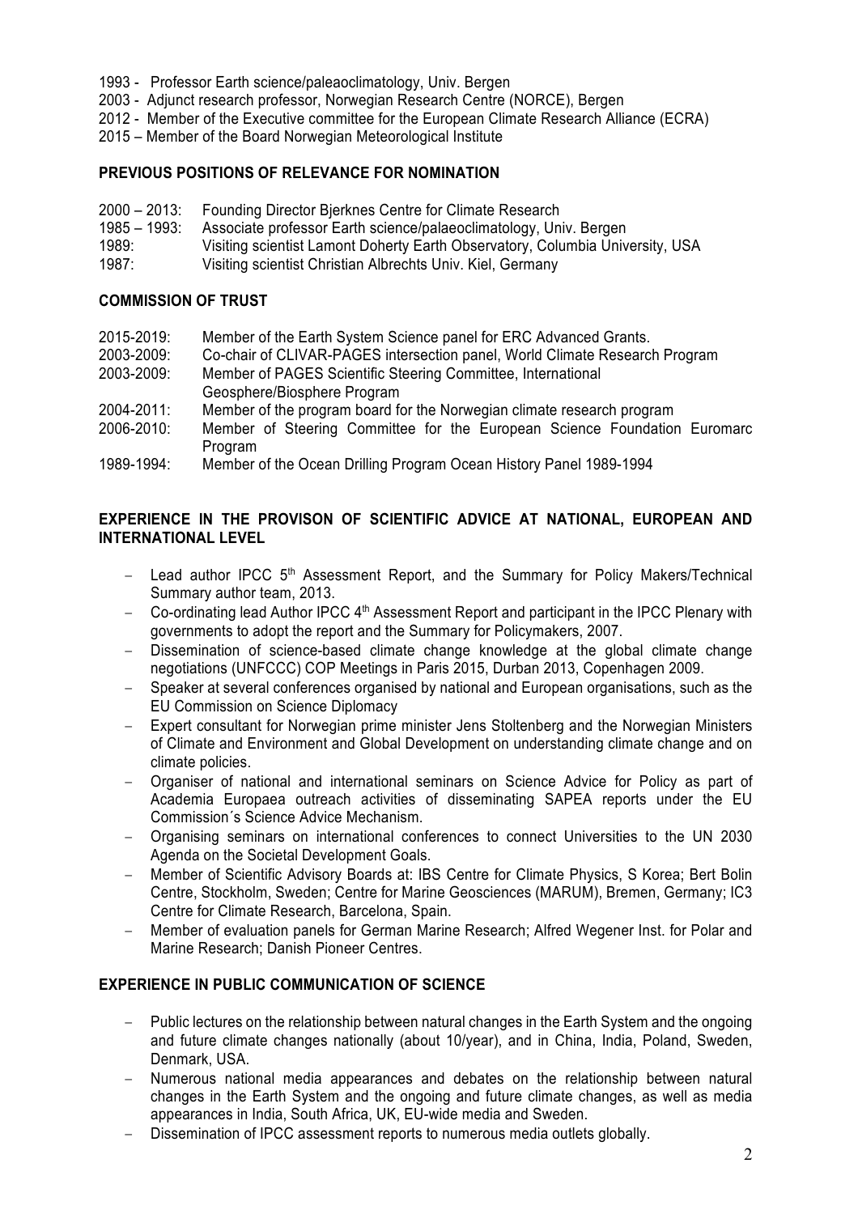1993 - Professor Earth science/paleaoclimatology, Univ. Bergen
2003 - Adjunct research professor, Norwegian Research Centre (NORCE), Bergen
2012 - Member of the Executive committee for the European Climate Research Alliance (ECRA)
2015 – Member of the Board Norwegian Meteorological Institute

## PREVIOUS POSITIONS OF RELEVANCE FOR NOMINATION

2000 – 2013: Founding Director Bjerknes Centre for Climate Research
1985 – 1993: Associate professor Earth science/palaeoclimatology, Univ. Bergen
1989: Visiting scientist Lamont Doherty Earth Observatory, Columbia University, USA
1987: Visiting scientist Christian Albrechts Univ. Kiel, Germany

## COMMISSION OF TRUST

2015-2019: Member of the Earth System Science panel for ERC Advanced Grants.
2003-2009: Co-chair of CLIVAR-PAGES intersection panel, World Climate Research Program
2003-2009: Member of PAGES Scientific Steering Committee, International Geosphere/Biosphere Program
2004-2011: Member of the program board for the Norwegian climate research program
2006-2010: Member of Steering Committee for the European Science Foundation Euromarc Program
1989-1994: Member of the Ocean Drilling Program Ocean History Panel 1989-1994

## EXPERIENCE IN THE PROVISON OF SCIENTIFIC ADVICE AT NATIONAL, EUROPEAN AND INTERNATIONAL LEVEL

- Lead author IPCC 5th Assessment Report, and the Summary for Policy Makers/Technical Summary author team, 2013.
- Co-ordinating lead Author IPCC 4th Assessment Report and participant in the IPCC Plenary with governments to adopt the report and the Summary for Policymakers, 2007.
- Dissemination of science-based climate change knowledge at the global climate change negotiations (UNFCCC) COP Meetings in Paris 2015, Durban 2013, Copenhagen 2009.
- Speaker at several conferences organised by national and European organisations, such as the EU Commission on Science Diplomacy
- Expert consultant for Norwegian prime minister Jens Stoltenberg and the Norwegian Ministers of Climate and Environment and Global Development on understanding climate change and on climate policies.
- Organiser of national and international seminars on Science Advice for Policy as part of Academia Europaea outreach activities of disseminating SAPEA reports under the EU Commission´s Science Advice Mechanism.
- Organising seminars on international conferences to connect Universities to the UN 2030 Agenda on the Societal Development Goals.
- Member of Scientific Advisory Boards at: IBS Centre for Climate Physics, S Korea; Bert Bolin Centre, Stockholm, Sweden; Centre for Marine Geosciences (MARUM), Bremen, Germany; IC3 Centre for Climate Research, Barcelona, Spain.
- Member of evaluation panels for German Marine Research; Alfred Wegener Inst. for Polar and Marine Research; Danish Pioneer Centres.

## EXPERIENCE IN PUBLIC COMMUNICATION OF SCIENCE

- Public lectures on the relationship between natural changes in the Earth System and the ongoing and future climate changes nationally (about 10/year), and in China, India, Poland, Sweden, Denmark, USA.
- Numerous national media appearances and debates on the relationship between natural changes in the Earth System and the ongoing and future climate changes, as well as media appearances in India, South Africa, UK, EU-wide media and Sweden.
- Dissemination of IPCC assessment reports to numerous media outlets globally.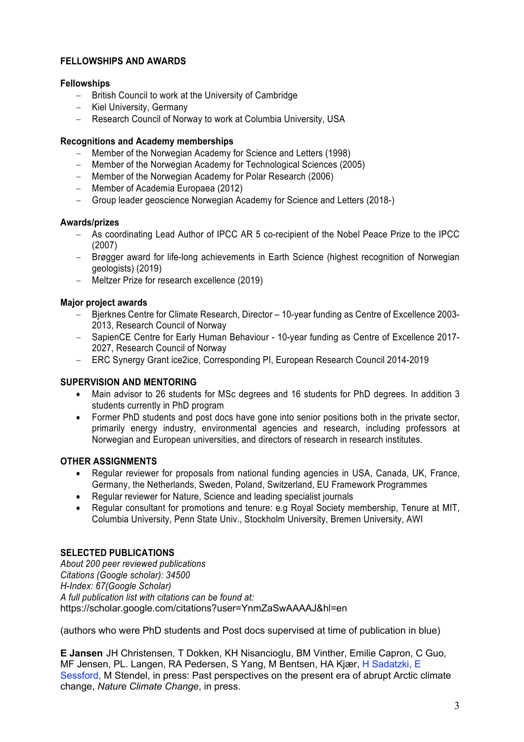## FELLOWSHIPS AND AWARDS

### Fellowships

- British Council to work at the University of Cambridge
- Kiel University, Germany
- Research Council of Norway to work at Columbia University, USA

### Recognitions and Academy memberships

- Member of the Norwegian Academy for Science and Letters (1998)
- Member of the Norwegian Academy for Technological Sciences (2005)
- Member of the Norwegian Academy for Polar Research (2006)
- Member of Academia Europaea (2012)
- Group leader geoscience Norwegian Academy for Science and Letters (2018-)

### Awards/prizes

- As coordinating Lead Author of IPCC AR 5 co-recipient of the Nobel Peace Prize to the IPCC (2007)
- Brøgger award for life-long achievements in Earth Science (highest recognition of Norwegian geologists) (2019)
- Meltzer Prize for research excellence (2019)

### Major project awards

- Bjerknes Centre for Climate Research, Director – 10-year funding as Centre of Excellence 2003-2013, Research Council of Norway
- SapienCE Centre for Early Human Behaviour - 10-year funding as Centre of Excellence 2017-2027, Research Council of Norway
- ERC Synergy Grant ice2ice, Corresponding PI, European Research Council 2014-2019

## SUPERVISION AND MENTORING

- Main advisor to 26 students for MSc degrees and 16 students for PhD degrees. In addition 3 students currently in PhD program
- Former PhD students and post docs have gone into senior positions both in the private sector, primarily energy industry, environmental agencies and research, including professors at Norwegian and European universities, and directors of research in research institutes.

## OTHER ASSIGNMENTS

- Regular reviewer for proposals from national funding agencies in USA, Canada, UK, France, Germany, the Netherlands, Sweden, Poland, Switzerland, EU Framework Programmes
- Regular reviewer for Nature, Science and leading specialist journals
- Regular consultant for promotions and tenure: e.g Royal Society membership, Tenure at MIT, Columbia University, Penn State Univ., Stockholm University, Bremen University, AWI

## SELECTED PUBLICATIONS

*About 200 peer reviewed publications*
*Citations (Google scholar): 34500*
*H-Index: 67(Google Scholar)*
*A full publication list with citations can be found at:*
https://scholar.google.com/citations?user=YnmZaSwAAAAJ&hl=en

(authors who were PhD students and Post docs supervised at time of publication in blue)

**E Jansen**, JH Christensen, T Dokken, KH Nisancioglu, BM Vinther, Emilie Capron, C Guo, MF Jensen, PL. Langen, RA Pedersen, S Yang, M Bentsen, HA Kjær, H Sadatzki, E Sessford, M Stendel, in press: Past perspectives on the present era of abrupt Arctic climate change, *Nature Climate Change*, in press.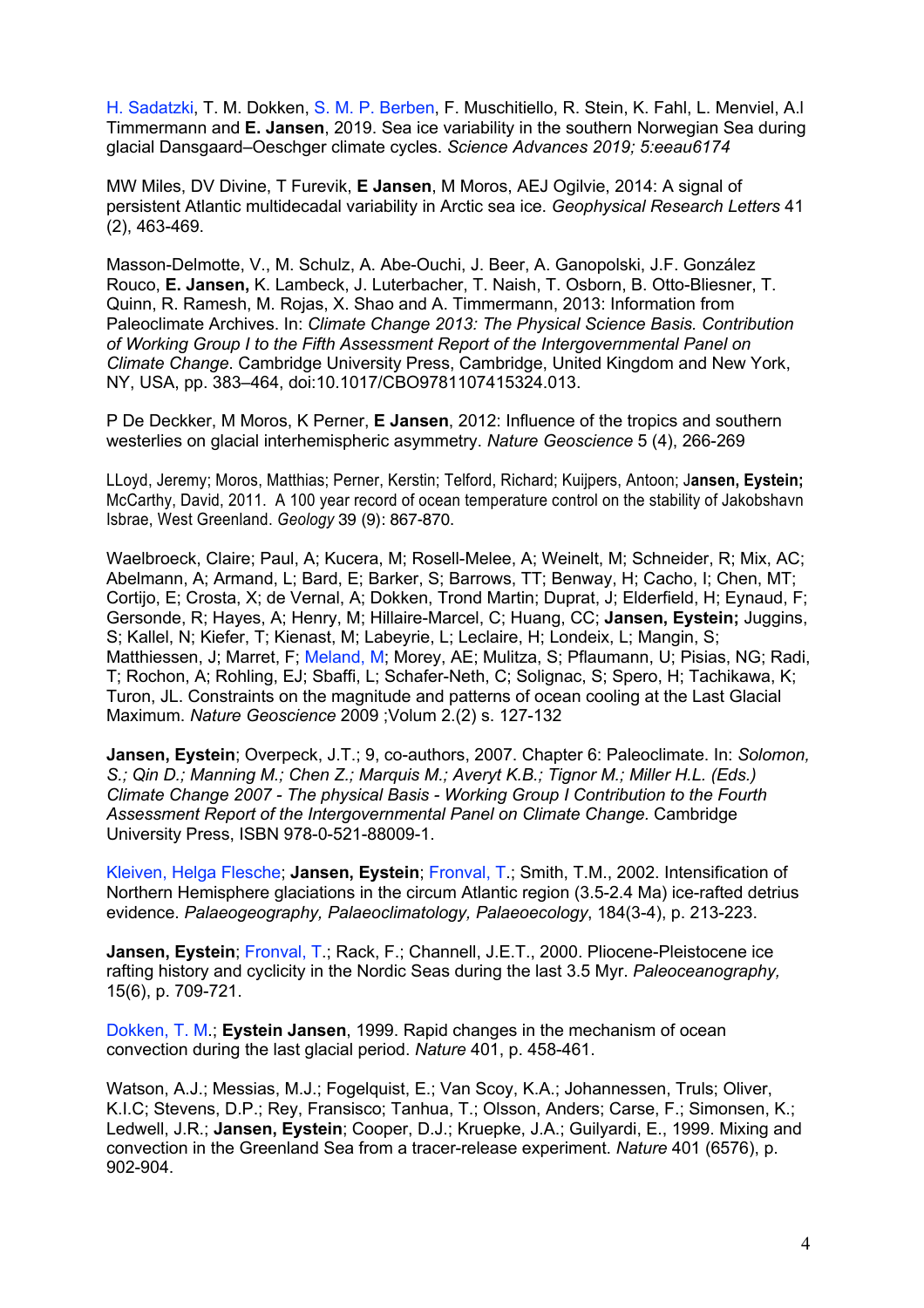H. Sadatzki, T. M. Dokken, S. M. P. Berben, F. Muschitiello, R. Stein, K. Fahl, L. Menviel, A.l Timmermann and **E. Jansen**, 2019. Sea ice variability in the southern Norwegian Sea during glacial Dansgaard–Oeschger climate cycles. *Science Advances 2019; 5:eeau6174*

MW Miles, DV Divine, T Furevik, **E Jansen**, M Moros, AEJ Ogilvie, 2014: A signal of persistent Atlantic multidecadal variability in Arctic sea ice. *Geophysical Research Letters* 41 (2), 463-469.

Masson-Delmotte, V., M. Schulz, A. Abe-Ouchi, J. Beer, A. Ganopolski, J.F. González Rouco, **E. Jansen,** K. Lambeck, J. Luterbacher, T. Naish, T. Osborn, B. Otto-Bliesner, T. Quinn, R. Ramesh, M. Rojas, X. Shao and A. Timmermann, 2013: Information from Paleoclimate Archives. In: *Climate Change 2013: The Physical Science Basis. Contribution of Working Group I to the Fifth Assessment Report of the Intergovernmental Panel on Climate Change*. Cambridge University Press, Cambridge, United Kingdom and New York, NY, USA, pp. 383–464, doi:10.1017/CBO9781107415324.013.

P De Deckker, M Moros, K Perner, **E Jansen**, 2012: Influence of the tropics and southern westerlies on glacial interhemispheric asymmetry. *Nature Geoscience* 5 (4), 266-269

LLoyd, Jeremy; Moros, Matthias; Perner, Kerstin; Telford, Richard; Kuijpers, Antoon; J**ansen, Eystein;** McCarthy, David, 2011. A 100 year record of ocean temperature control on the stability of Jakobshavn Isbrae, West Greenland. *Geology* 39 (9): 867-870.

Waelbroeck, Claire; Paul, A; Kucera, M; Rosell-Melee, A; Weinelt, M; Schneider, R; Mix, AC; Abelmann, A; Armand, L; Bard, E; Barker, S; Barrows, TT; Benway, H; Cacho, I; Chen, MT; Cortijo, E; Crosta, X; de Vernal, A; Dokken, Trond Martin; Duprat, J; Elderfield, H; Eynaud, F; Gersonde, R; Hayes, A; Henry, M; Hillaire-Marcel, C; Huang, CC; **Jansen, Eystein;** Juggins, S; Kallel, N; Kiefer, T; Kienast, M; Labeyrie, L; Leclaire, H; Londeix, L; Mangin, S; Matthiessen, J; Marret, F; Meland, M; Morey, AE; Mulitza, S; Pflaumann, U; Pisias, NG; Radi, T; Rochon, A; Rohling, EJ; Sbaffi, L; Schafer-Neth, C; Solignac, S; Spero, H; Tachikawa, K; Turon, JL. Constraints on the magnitude and patterns of ocean cooling at the Last Glacial Maximum. *Nature Geoscience* 2009 ;Volum 2.(2) s. 127-132

**Jansen, Eystein**; Overpeck, J.T.; 9, co-authors, 2007. Chapter 6: Paleoclimate. In: *Solomon, S.; Qin D.; Manning M.; Chen Z.; Marquis M.; Averyt K.B.; Tignor M.; Miller H.L. (Eds.) Climate Change 2007 - The physical Basis - Working Group I Contribution to the Fourth Assessment Report of the Intergovernmental Panel on Climate Change.* Cambridge University Press, ISBN 978-0-521-88009-1.

Kleiven, Helga Flesche; **Jansen, Eystein**; Fronval, T.; Smith, T.M., 2002. Intensification of Northern Hemisphere glaciations in the circum Atlantic region (3.5-2.4 Ma) ice-rafted detrius evidence. *Palaeogeography, Palaeoclimatology, Palaeoecology*, 184(3-4), p. 213-223.

**Jansen, Eystein**; Fronval, T.; Rack, F.; Channell, J.E.T., 2000. Pliocene-Pleistocene ice rafting history and cyclicity in the Nordic Seas during the last 3.5 Myr. *Paleoceanography,* 15(6), p. 709-721.

Dokken, T. M.; **Eystein Jansen**, 1999. Rapid changes in the mechanism of ocean convection during the last glacial period. *Nature* 401, p. 458-461.

Watson, A.J.; Messias, M.J.; Fogelquist, E.; Van Scoy, K.A.; Johannessen, Truls; Oliver, K.I.C; Stevens, D.P.; Rey, Fransisco; Tanhua, T.; Olsson, Anders; Carse, F.; Simonsen, K.; Ledwell, J.R.; **Jansen, Eystein**; Cooper, D.J.; Kruepke, J.A.; Guilyardi, E., 1999. Mixing and convection in the Greenland Sea from a tracer-release experiment. *Nature* 401 (6576), p. 902-904.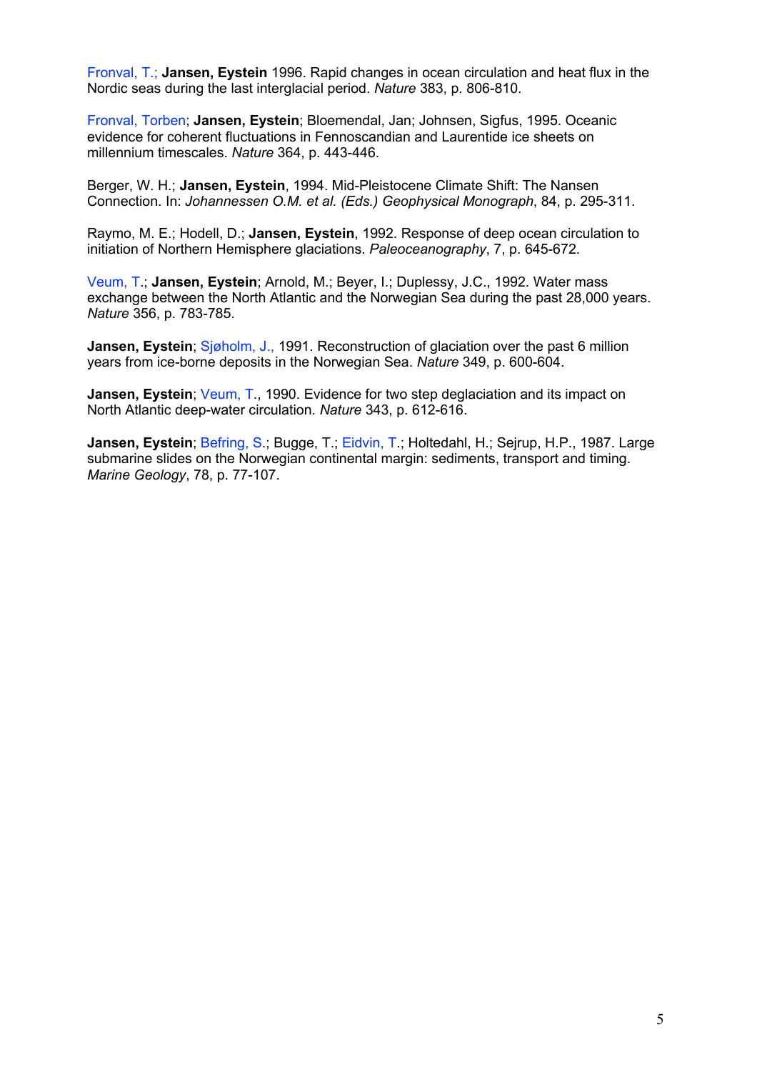Fronval, T.; **Jansen, Eystein** 1996. Rapid changes in ocean circulation and heat flux in the Nordic seas during the last interglacial period. *Nature* 383, p. 806-810.

Fronval, Torben; **Jansen, Eystein**; Bloemendal, Jan; Johnsen, Sigfus, 1995. Oceanic evidence for coherent fluctuations in Fennoscandian and Laurentide ice sheets on millennium timescales. *Nature* 364, p. 443-446.

Berger, W. H.; **Jansen, Eystein**, 1994. Mid-Pleistocene Climate Shift: The Nansen Connection. In: *Johannessen O.M. et al. (Eds.) Geophysical Monograph*, 84, p. 295-311.

Raymo, M. E.; Hodell, D.; **Jansen, Eystein**, 1992. Response of deep ocean circulation to initiation of Northern Hemisphere glaciations. *Paleoceanography*, 7, p. 645-672.

Veum, T.; **Jansen, Eystein**; Arnold, M.; Beyer, I.; Duplessy, J.C., 1992. Water mass exchange between the North Atlantic and the Norwegian Sea during the past 28,000 years. *Nature* 356, p. 783-785.

**Jansen, Eystein**; Sjøholm, J., 1991. Reconstruction of glaciation over the past 6 million years from ice-borne deposits in the Norwegian Sea. *Nature* 349, p. 600-604.

**Jansen, Eystein**; Veum, T., 1990. Evidence for two step deglaciation and its impact on North Atlantic deep-water circulation. *Nature* 343, p. 612-616.

**Jansen, Eystein**; Befring, S.; Bugge, T.; Eidvin, T.; Holtedahl, H.; Sejrup, H.P., 1987. Large submarine slides on the Norwegian continental margin: sediments, transport and timing. *Marine Geology*, 78, p. 77-107.